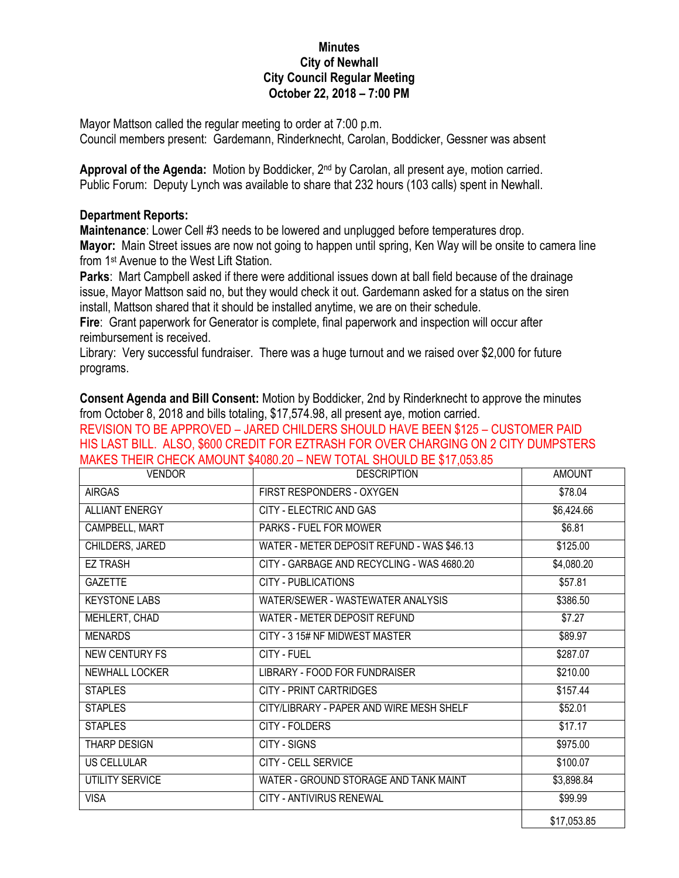# Minutes
## City of Newhall
## City Council Regular Meeting
## October 22, 2018 – 7:00 PM

Mayor Mattson called the regular meeting to order at 7:00 p.m.
Council members present: Gardemann, Rinderknecht, Carolan, Boddicker, Gessner was absent

**Approval of the Agenda:** Motion by Boddicker, 2nd by Carolan, all present aye, motion carried.
Public Forum: Deputy Lynch was available to share that 232 hours (103 calls) spent in Newhall.

**Department Reports:**
**Maintenance**: Lower Cell #3 needs to be lowered and unplugged before temperatures drop.
**Mayor:** Main Street issues are now not going to happen until spring, Ken Way will be onsite to camera line from 1st Avenue to the West Lift Station.
**Parks**: Mart Campbell asked if there were additional issues down at ball field because of the drainage issue, Mayor Mattson said no, but they would check it out. Gardemann asked for a status on the siren install, Mattson shared that it should be installed anytime, we are on their schedule.
**Fire**: Grant paperwork for Generator is complete, final paperwork and inspection will occur after reimbursement is received.
Library: Very successful fundraiser. There was a huge turnout and we raised over $2,000 for future programs.

**Consent Agenda and Bill Consent:** Motion by Boddicker, 2nd by Rinderknecht to approve the minutes from October 8, 2018 and bills totaling, $17,574.98, all present aye, motion carried.
REVISION TO BE APPROVED – JARED CHILDERS SHOULD HAVE BEEN $125 – CUSTOMER PAID HIS LAST BILL. ALSO, $600 CREDIT FOR EZTRASH FOR OVER CHARGING ON 2 CITY DUMPSTERS MAKES THEIR CHECK AMOUNT $4080.20 – NEW TOTAL SHOULD BE $17,053.85

| VENDOR | DESCRIPTION | AMOUNT |
|---|---|---|
| AIRGAS | FIRST RESPONDERS - OXYGEN | $78.04 |
| ALLIANT ENERGY | CITY - ELECTRIC AND GAS | $6,424.66 |
| CAMPBELL, MART | PARKS - FUEL FOR MOWER | $6.81 |
| CHILDERS, JARED | WATER - METER DEPOSIT REFUND - WAS $46.13 | $125.00 |
| EZ TRASH | CITY - GARBAGE AND RECYCLING - WAS 4680.20 | $4,080.20 |
| GAZETTE | CITY - PUBLICATIONS | $57.81 |
| KEYSTONE LABS | WATER/SEWER - WASTEWATER ANALYSIS | $386.50 |
| MEHLERT, CHAD | WATER - METER DEPOSIT REFUND | $7.27 |
| MENARDS | CITY - 3 15# NF MIDWEST MASTER | $89.97 |
| NEW CENTURY FS | CITY - FUEL | $287.07 |
| NEWHALL LOCKER | LIBRARY - FOOD FOR FUNDRAISER | $210.00 |
| STAPLES | CITY - PRINT CARTRIDGES | $157.44 |
| STAPLES | CITY/LIBRARY - PAPER AND WIRE MESH SHELF | $52.01 |
| STAPLES | CITY - FOLDERS | $17.17 |
| THARP DESIGN | CITY - SIGNS | $975.00 |
| US CELLULAR | CITY - CELL SERVICE | $100.07 |
| UTILITY SERVICE | WATER - GROUND STORAGE AND TANK MAINT | $3,898.84 |
| VISA | CITY - ANTIVIRUS RENEWAL | $99.99 |
| | | $17,053.85 |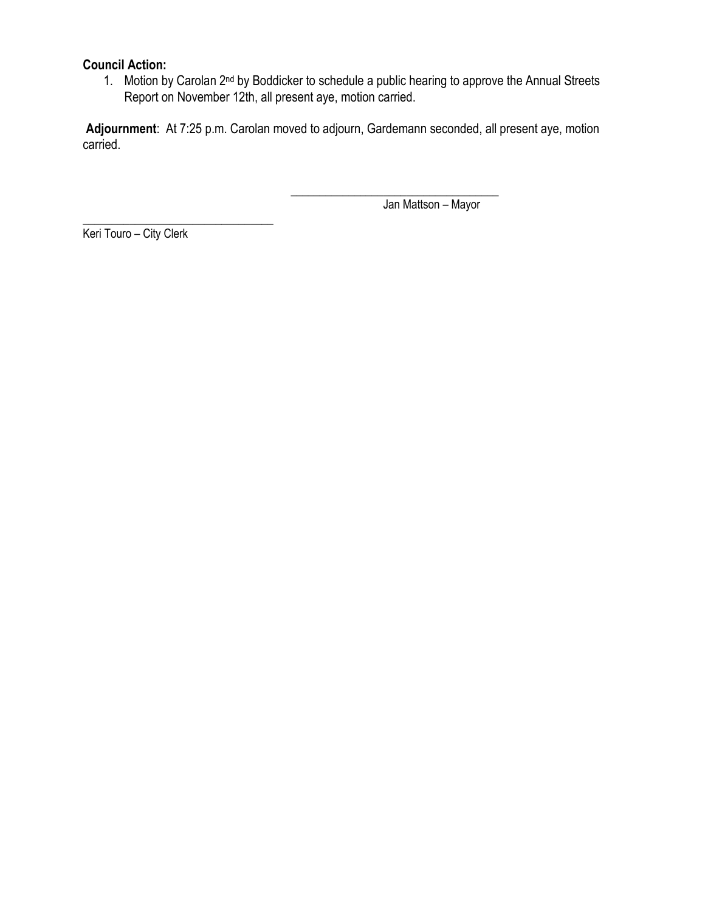**Council Action:**

1. Motion by Carolan 2nd by Boddicker to schedule a public hearing to approve the Annual Streets Report on November 12th, all present aye, motion carried.

**Adjournment**: At 7:25 p.m. Carolan moved to adjourn, Gardemann seconded, all present aye, motion carried.

\_\_\_\_\_\_\_\_\_\_\_\_\_\_\_\_\_\_\_\_\_\_\_\_\_\_\_\_\_\_\_\_\_\_\_\_

Jan Mattson – Mayor

\_\_\_\_\_\_\_\_\_\_\_\_\_\_\_\_\_\_\_\_\_\_\_\_\_\_\_\_\_\_\_\_\_\_\_\_

Keri Touro – City Clerk